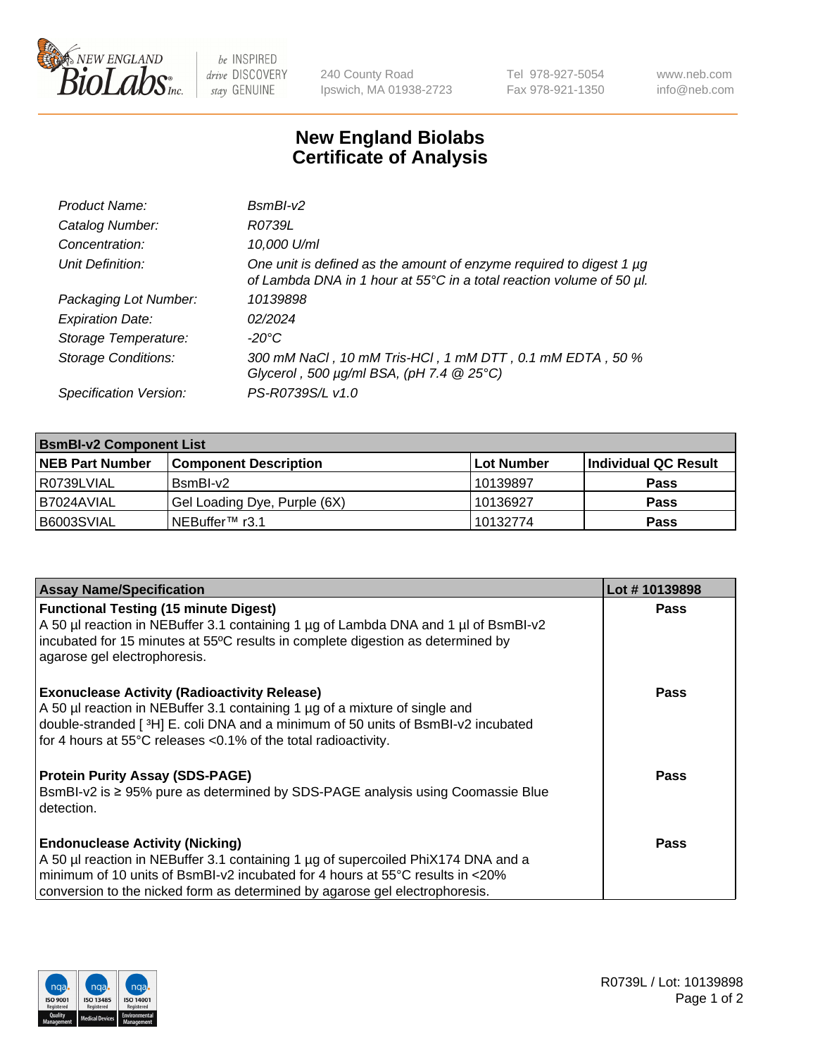# New England Biolabs
## Certificate of Analysis

| | |
|---|---|
| *Product Name:* | *BsmBI-v2* |
| *Catalog Number:* | *R0739L* |
| *Concentration:* | *10,000 U/ml* |
| *Unit Definition:* | *One unit is defined as the amount of enzyme required to digest 1 µg of Lambda DNA in 1 hour at 55°C in a total reaction volume of 50 µl.* |
| *Packaging Lot Number:* | *10139898* |
| *Expiration Date:* | *02/2024* |
| *Storage Temperature:* | *-20°C* |
| *Storage Conditions:* | *300 mM NaCl , 10 mM Tris-HCl , 1 mM DTT , 0.1 mM EDTA , 50 % Glycerol , 500 µg/ml BSA, (pH 7.4 @ 25°C)* |
| *Specification Version:* | *PS-R0739S/L v1.0* |

| **BsmBI-v2 Component List** | | | |
|---|---|---|---|
| **NEB Part Number** | **Component Description** | **Lot Number** | **Individual QC Result** |
| R0739LVIAL | BsmBI-v2 | 10139897 | **Pass** |
| B7024AVIAL | Gel Loading Dye, Purple (6X) | 10136927 | **Pass** |
| B6003SVIAL | NEBuffer™ r3.1 | 10132774 | **Pass** |

| **Assay Name/Specification** | **Lot # 10139898** |
|---|---|
| **Functional Testing (15 minute Digest)** A 50 µl reaction in NEBuffer 3.1 containing 1 µg of Lambda DNA and 1 µl of BsmBI-v2 incubated for 15 minutes at 55ºC results in complete digestion as determined by agarose gel electrophoresis. | **Pass** |
| **Exonuclease Activity (Radioactivity Release)** A 50 µl reaction in NEBuffer 3.1 containing 1 µg of a mixture of single and double-stranded [ $^{3}$H] E. coli DNA and a minimum of 50 units of BsmBI-v2 incubated for 4 hours at 55°C releases <0.1% of the total radioactivity. | **Pass** |
| **Protein Purity Assay (SDS-PAGE)** BsmBI-v2 is ≥ 95% pure as determined by SDS-PAGE analysis using Coomassie Blue detection. | **Pass** |
| **Endonuclease Activity (Nicking)** A 50 µl reaction in NEBuffer 3.1 containing 1 µg of supercoiled PhiX174 DNA and a minimum of 10 units of BsmBI-v2 incubated for 4 hours at 55°C results in <20% conversion to the nicked form as determined by agarose gel electrophoresis. | **Pass** |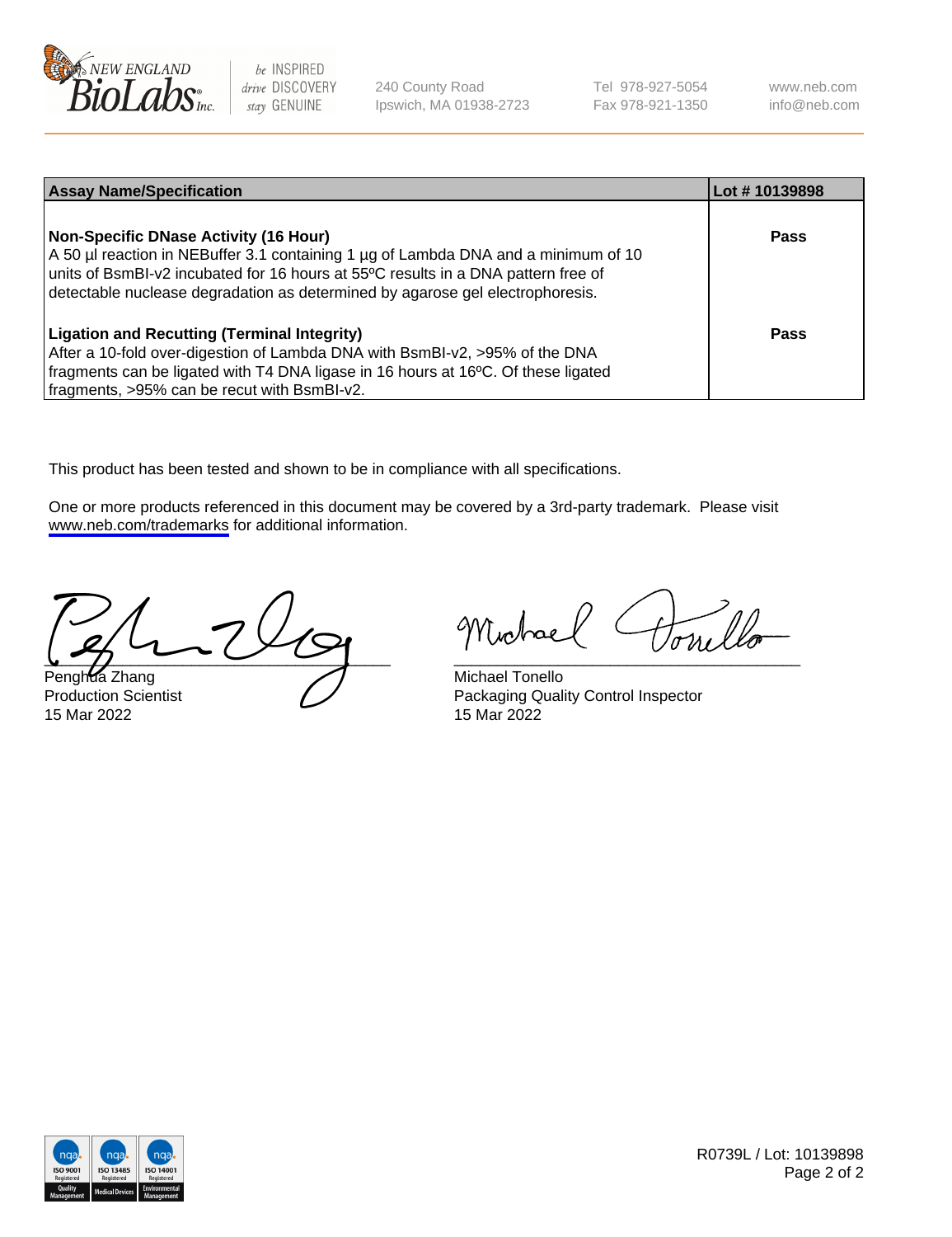| Assay Name/Specification | Lot # 10139898 |
| --- | --- |
| **Non-Specific DNase Activity (16 Hour)**<br>A 50 µl reaction in NEBuffer 3.1 containing 1 µg of Lambda DNA and a minimum of 10 units of BsmBI-v2 incubated for 16 hours at 55ºC results in a DNA pattern free of detectable nuclease degradation as determined by agarose gel electrophoresis. | **Pass** |
| **Ligation and Recutting (Terminal Integrity)**<br>After a 10-fold over-digestion of Lambda DNA with BsmBI-v2, >95% of the DNA fragments can be ligated with T4 DNA ligase in 16 hours at 16ºC. Of these ligated fragments, >95% can be recut with BsmBI-v2. | **Pass** |

This product has been tested and shown to be in compliance with all specifications.

One or more products referenced in this document may be covered by a 3rd-party trademark. Please visit www.neb.com/trademarks for additional information.

Penghua Zhang
Production Scientist
15 Mar 2022

Michael Tonello
Packaging Quality Control Inspector
15 Mar 2022

R0739L / Lot: 10139898